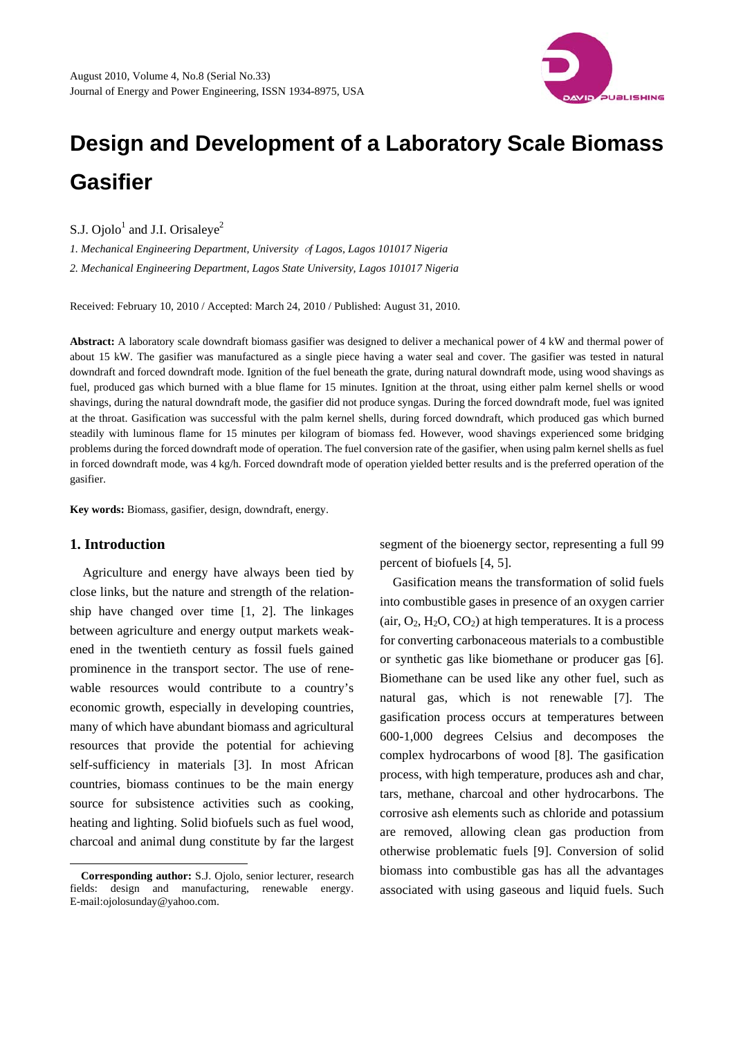# Design and Development of a Laboratory Scale Biomass Gasifier

S.J. Ojolo[1] and J.I. Orisaleye[2]

*1. Mechanical Engineering Department, University of Lagos, Lagos 101017 Nigeria*

*2. Mechanical Engineering Department, Lagos State University, Lagos 101017 Nigeria*

Received: February 10, 2010 / Accepted: March 24, 2010 / Published: August 31, 2010.

**Abstract:** A laboratory scale downdraft biomass gasifier was designed to deliver a mechanical power of 4 kW and thermal power of about 15 kW. The gasifier was manufactured as a single piece having a water seal and cover. The gasifier was tested in natural downdraft and forced downdraft mode. Ignition of the fuel beneath the grate, during natural downdraft mode, using wood shavings as fuel, produced gas which burned with a blue flame for 15 minutes. Ignition at the throat, using either palm kernel shells or wood shavings, during the natural downdraft mode, the gasifier did not produce syngas. During the forced downdraft mode, fuel was ignited at the throat. Gasification was successful with the palm kernel shells, during forced downdraft, which produced gas which burned steadily with luminous flame for 15 minutes per kilogram of biomass fed. However, wood shavings experienced some bridging problems during the forced downdraft mode of operation. The fuel conversion rate of the gasifier, when using palm kernel shells as fuel in forced downdraft mode, was 4 kg/h. Forced downdraft mode of operation yielded better results and is the preferred operation of the gasifier.

**Key words:** Biomass, gasifier, design, downdraft, energy.

## 1. Introduction

Agriculture and energy have always been tied by close links, but the nature and strength of the relationship have changed over time [1, 2]. The linkages between agriculture and energy output markets weakened in the twentieth century as fossil fuels gained prominence in the transport sector. The use of renewable resources would contribute to a country's economic growth, especially in developing countries, many of which have abundant biomass and agricultural resources that provide the potential for achieving self-sufficiency in materials [3]. In most African countries, biomass continues to be the main energy source for subsistence activities such as cooking, heating and lighting. Solid biofuels such as fuel wood, charcoal and animal dung constitute by far the largest segment of the bioenergy sector, representing a full 99 percent of biofuels [4, 5].

Gasification means the transformation of solid fuels into combustible gases in presence of an oxygen carrier (air, $O_2$, $H_2O$, $CO_2$) at high temperatures. It is a process for converting carbonaceous materials to a combustible or synthetic gas like biomethane or producer gas [6]. Biomethane can be used like any other fuel, such as natural gas, which is not renewable [7]. The gasification process occurs at temperatures between 600-1,000 degrees Celsius and decomposes the complex hydrocarbons of wood [8]. The gasification process, with high temperature, produces ash and char, tars, methane, charcoal and other hydrocarbons. The corrosive ash elements such as chloride and potassium are removed, allowing clean gas production from otherwise problematic fuels [9]. Conversion of solid biomass into combustible gas has all the advantages associated with using gaseous and liquid fuels. Such

---

**Corresponding author:** S.J. Ojolo, senior lecturer, research fields: design and manufacturing, renewable energy. E-mail:ojolosunday@yahoo.com.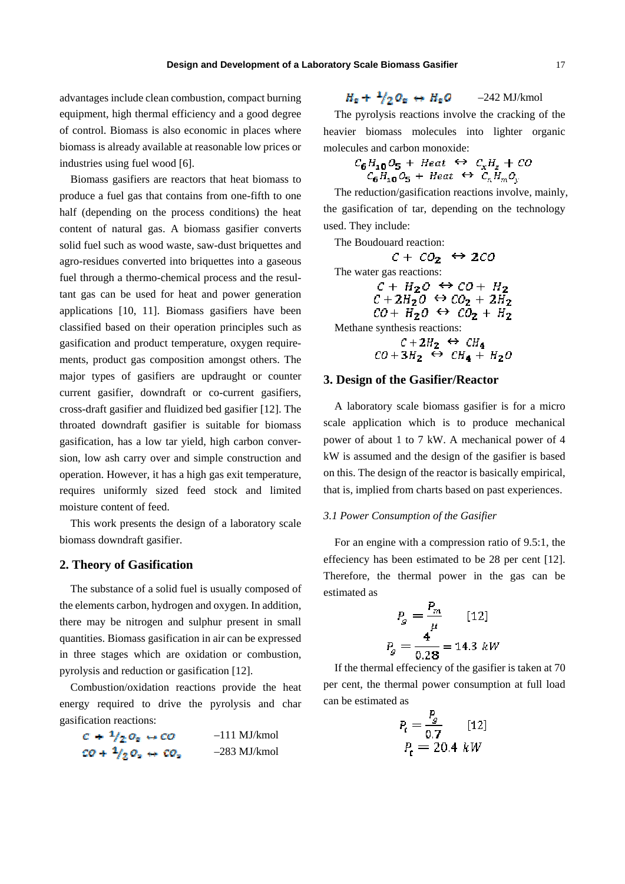advantages include clean combustion, compact burning equipment, high thermal efficiency and a good degree of control. Biomass is also economic in places where biomass is already available at reasonable low prices or industries using fuel wood [6].

Biomass gasifiers are reactors that heat biomass to produce a fuel gas that contains from one-fifth to one half (depending on the process conditions) the heat content of natural gas. A biomass gasifier converts solid fuel such as wood waste, saw-dust briquettes and agro-residues converted into briquettes into a gaseous fuel through a thermo-chemical process and the resultant gas can be used for heat and power generation applications [10, 11]. Biomass gasifiers have been classified based on their operation principles such as gasification and product temperature, oxygen requirements, product gas composition amongst others. The major types of gasifiers are updraught or counter current gasifier, downdraft or co-current gasifiers, cross-draft gasifier and fluidized bed gasifier [12]. The throated downdraft gasifier is suitable for biomass gasification, has a low tar yield, high carbon conversion, low ash carry over and simple construction and operation. However, it has a high gas exit temperature, requires uniformly sized feed stock and limited moisture content of feed.

This work presents the design of a laboratory scale biomass downdraft gasifier.

## 2. Theory of Gasification

The substance of a solid fuel is usually composed of the elements carbon, hydrogen and oxygen. In addition, there may be nitrogen and sulphur present in small quantities. Biomass gasification in air can be expressed in three stages which are oxidation or combustion, pyrolysis and reduction or gasification [12].

Combustion/oxidation reactions provide the heat energy required to drive the pyrolysis and char gasification reactions:

$$C + {}^1\!/_2 O_2 \leftrightarrow CO \qquad -111 \text{ MJ/kmol}$$

$$CO + {}^1\!/_2 O_2 \leftrightarrow CO_2 \qquad -283 \text{ MJ/kmol}$$

$$H_2 + {}^1\!/_2 O_2 \leftrightarrow H_2O \qquad -242 \text{ MJ/kmol}$$

The pyrolysis reactions involve the cracking of the heavier biomass molecules into lighter organic molecules and carbon monoxide:

$$C_6H_{10}O_5 + Heat \leftrightarrow C_xH_z + CO$$

$$C_6H_{10}O_5 + Heat \leftrightarrow C_nH_mO_y$$

The reduction/gasification reactions involve, mainly, the gasification of tar, depending on the technology used. They include:

The Boudouard reaction:

$$C + CO_2 \leftrightarrow 2CO$$

The water gas reactions:

$$C + H_2O \leftrightarrow CO + H_2$$

$$C + 2H_2O \leftrightarrow CO_2 + 2H_2$$

$$CO + H_2O \leftrightarrow CO_2 + H_2$$

Methane synthesis reactions:

$$C + 2H_2 \leftrightarrow CH_4$$

$$CO + 3H_2 \leftrightarrow CH_4 + H_2O$$

## 3. Design of the Gasifier/Reactor

A laboratory scale biomass gasifier is for a micro scale application which is to produce mechanical power of about 1 to 7 kW. A mechanical power of 4 kW is assumed and the design of the gasifier is based on this. The design of the reactor is basically empirical, that is, implied from charts based on past experiences.

### *3.1 Power Consumption of the Gasifier*

For an engine with a compression ratio of 9.5:1, the effeciency has been estimated to be 28 per cent [12]. Therefore, the thermal power in the gas can be estimated as

$$P_g = \frac{P_m}{\mu} \qquad [12]$$

$$P_g = \frac{4}{0.28} = 14.3 \ kW$$

If the thermal effeciency of the gasifier is taken at 70 per cent, the thermal power consumption at full load can be estimated as

$$P_t = \frac{P_g}{0.7} \qquad [12]$$

$$P_t = 20.4 \ kW$$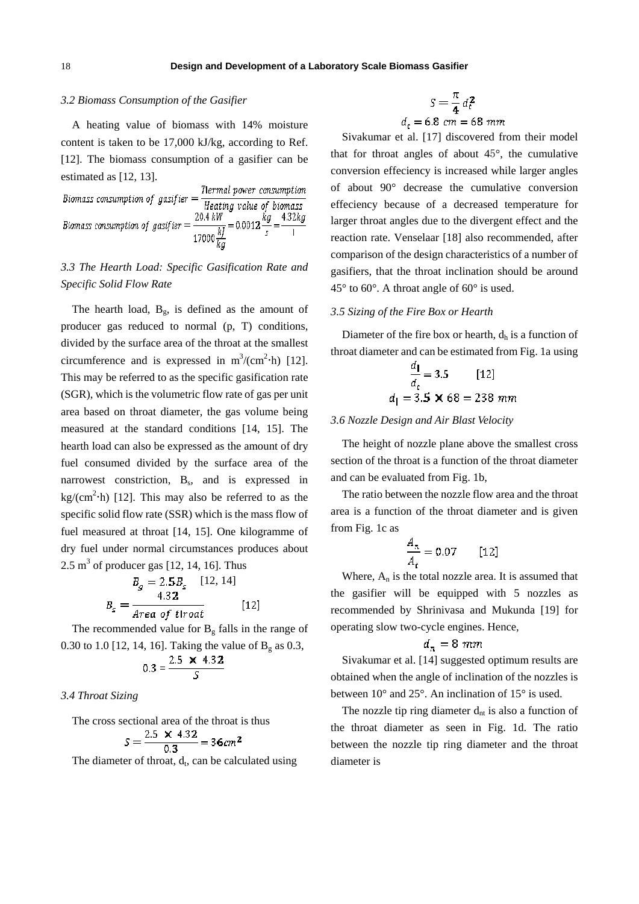### *3.2 Biomass Consumption of the Gasifier*

A heating value of biomass with 14% moisture content is taken to be 17,000 kJ/kg, according to Ref. [12]. The biomass consumption of a gasifier can be estimated as [12, 13].

$$\text{Biomass consumption of gasifier} = \frac{\text{Thermal power consumption}}{\text{Heating value of biomass}}$$

$$\text{Biomass consumption of gasifier} = \frac{20.4\ kW}{17000\frac{kJ}{kg}} = 0.0012\frac{kg}{s} = \frac{4.32kg}{1}$$

### *3.3 The Hearth Load: Specific Gasification Rate and Specific Solid Flow Rate*

The hearth load, $B_g$, is defined as the amount of producer gas reduced to normal (p, T) conditions, divided by the surface area of the throat at the smallest circumference and is expressed in $m^3/(cm^2 \cdot h)$ [12]. This may be referred to as the specific gasification rate (SGR), which is the volumetric flow rate of gas per unit area based on throat diameter, the gas volume being measured at the standard conditions [14, 15]. The hearth load can also be expressed as the amount of dry fuel consumed divided by the surface area of the narrowest constriction, $B_s$, and is expressed in $kg/(cm^2 \cdot h)$ [12]. This may also be referred to as the specific solid flow rate (SSR) which is the mass flow of fuel measured at throat [14, 15]. One kilogramme of dry fuel under normal circumstances produces about 2.5 $m^3$ of producer gas [12, 14, 16]. Thus

$$B_g = 2.5 B_s \quad [12, 14]$$

$$B_s = \frac{4.32}{\text{Area of throat}} \quad [12]$$

The recommended value for $B_g$ falls in the range of 0.30 to 1.0 [12, 14, 16]. Taking the value of $B_g$ as 0.3,

$$0.3 = \frac{2.5 \times 4.32}{S}$$

### *3.4 Throat Sizing*

The cross sectional area of the throat is thus

$$S = \frac{2.5 \times 4.32}{0.3} = 36 cm^2$$

The diameter of throat, $d_t$, can be calculated using

$$S = \frac{\pi}{4} d_t^2$$

$$d_t = 6.8\ cm = 68\ mm$$

Sivakumar et al. [17] discovered from their model that for throat angles of about 45°, the cumulative conversion effeciency is increased while larger angles of about 90° decrease the cumulative conversion effeciency because of a decreased temperature for larger throat angles due to the divergent effect and the reaction rate. Venselaar [18] also recommended, after comparison of the design characteristics of a number of gasifiers, that the throat inclination should be around 45° to 60°. A throat angle of 60° is used.

### *3.5 Sizing of the Fire Box or Hearth*

Diameter of the fire box or hearth, $d_h$ is a function of throat diameter and can be estimated from Fig. 1a using

$$\frac{d_l}{d_t} = 3.5 \quad [12]$$

$$d_l = 3.5 \times 68 = 238\ mm$$

### *3.6 Nozzle Design and Air Blast Velocity*

The height of nozzle plane above the smallest cross section of the throat is a function of the throat diameter and can be evaluated from Fig. 1b,

The ratio between the nozzle flow area and the throat area is a function of the throat diameter and is given from Fig. 1c as

$$\frac{A_n}{A_t} = 0.07 \quad [12]$$

Where, $A_n$ is the total nozzle area. It is assumed that the gasifier will be equipped with 5 nozzles as recommended by Shrinivasa and Mukunda [19] for operating slow two-cycle engines. Hence,

$$d_n = 8\ mm$$

Sivakumar et al. [14] suggested optimum results are obtained when the angle of inclination of the nozzles is between 10° and 25°. An inclination of 15° is used.

The nozzle tip ring diameter $d_{nt}$ is also a function of the throat diameter as seen in Fig. 1d. The ratio between the nozzle tip ring diameter and the throat diameter is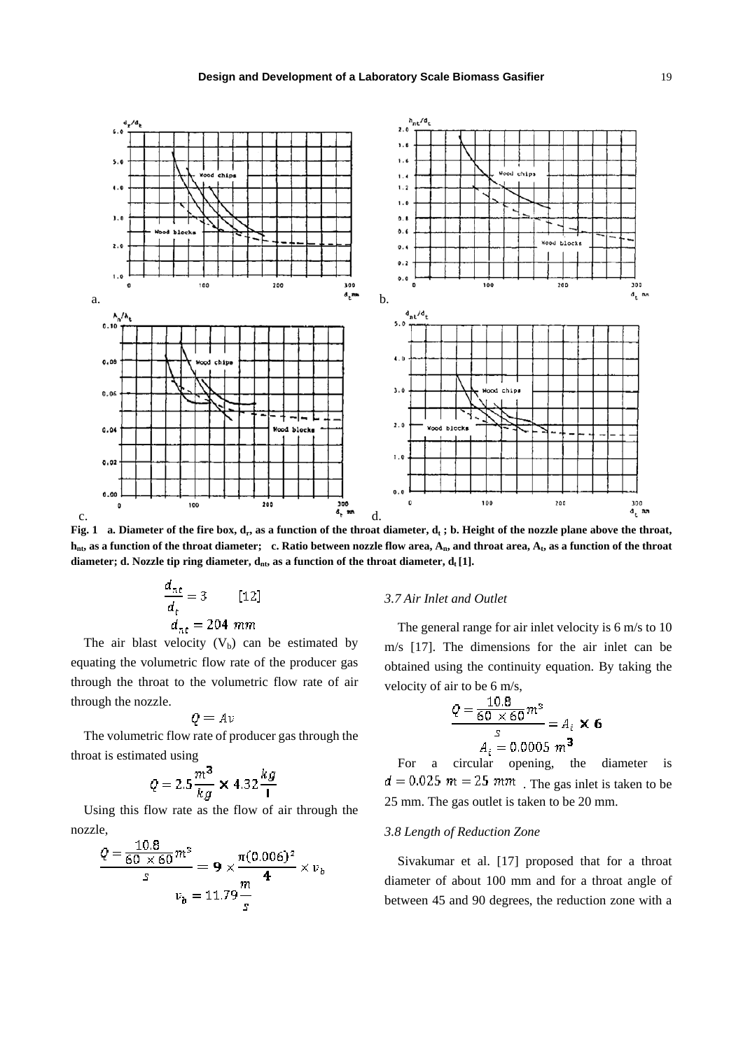Fig. 1 a. Diameter of the fire box, $d_r$, as a function of the throat diameter, $d_t$ ; b. Height of the nozzle plane above the throat, $h_{nt}$, as a function of the throat diameter; c. Ratio between nozzle flow area, $A_n$, and throat area, $A_t$, as a function of the throat diameter; d. Nozzle tip ring diameter, $d_{nt}$, as a function of the throat diameter, $d_t$ [1].

$$\frac{d_{nt}}{d_t} = 3 \qquad [12]$$

$$d_{nt} = 204 \ mm$$

The air blast velocity ($V_b$) can be estimated by equating the volumetric flow rate of the producer gas through the throat to the volumetric flow rate of air through the nozzle.

$$Q = Av$$

The volumetric flow rate of producer gas through the throat is estimated using

$$Q = 2.5\frac{m^3}{kg} \times 4.32\frac{kg}{\mathrm{l}}$$

Using this flow rate as the flow of air through the nozzle,

$$\frac{Q = \frac{10.8}{60 \times 60}m^3}{s} = 9 \times \frac{\pi(0.006)^2}{4} \times v_b$$

$$v_b = 11.79\frac{m}{s}$$

*3.7 Air Inlet and Outlet*

The general range for air inlet velocity is 6 m/s to 10 m/s [17]. The dimensions for the air inlet can be obtained using the continuity equation. By taking the velocity of air to be 6 m/s,

$$\frac{Q = \frac{10.8}{60 \times 60}m^3}{s} = A_i \times 6$$

$$A_i = 0.0005 \ m^3$$

For a circular opening, the diameter is $d = 0.025 \ m = 25 \ mm$. The gas inlet is taken to be 25 mm. The gas outlet is taken to be 20 mm.

*3.8 Length of Reduction Zone*

Sivakumar et al. [17] proposed that for a throat diameter of about 100 mm and for a throat angle of between 45 and 90 degrees, the reduction zone with a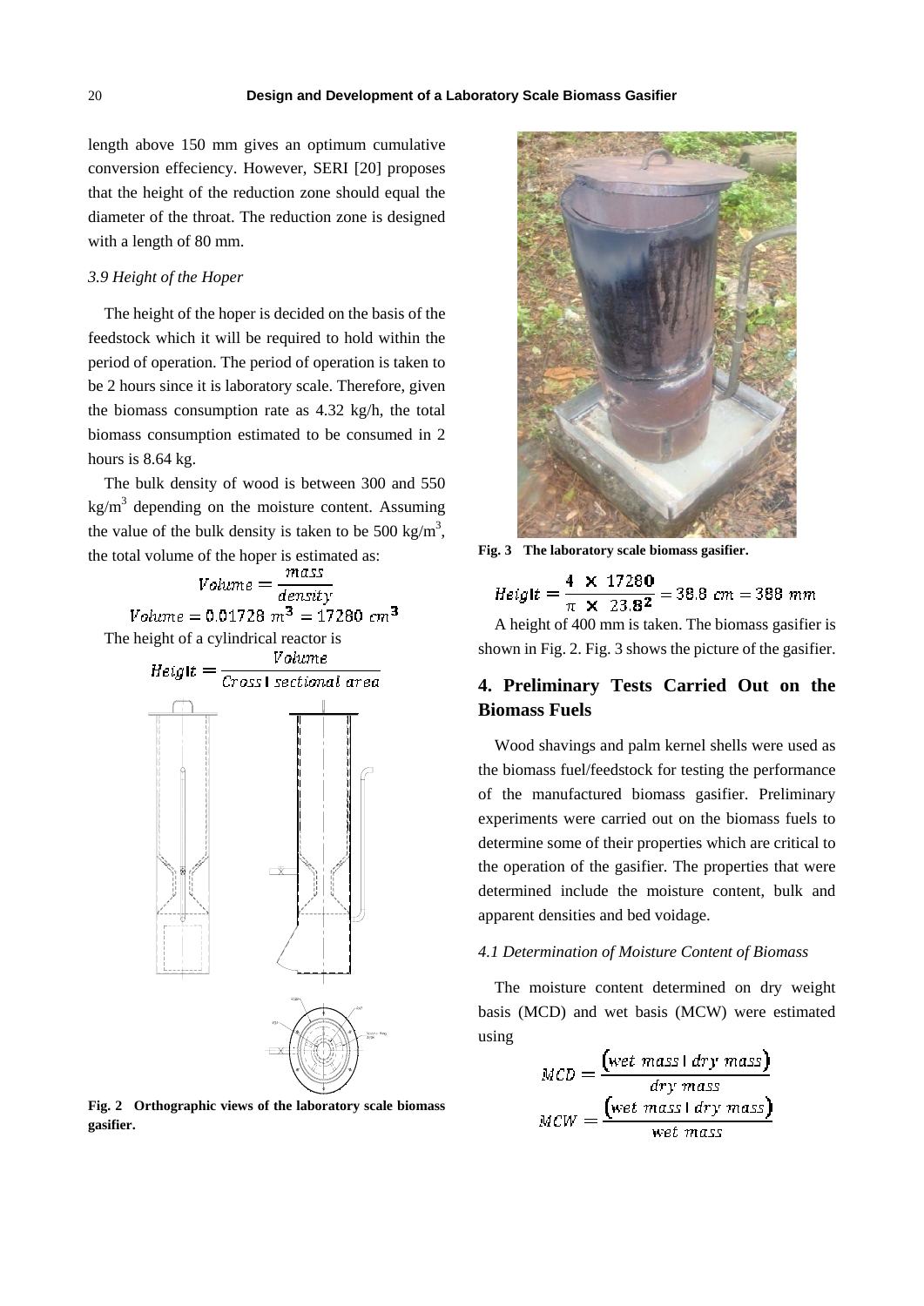length above 150 mm gives an optimum cumulative conversion effeciency. However, SERI [20] proposes that the height of the reduction zone should equal the diameter of the throat. The reduction zone is designed with a length of 80 mm.

*3.9 Height of the Hoper*

The height of the hoper is decided on the basis of the feedstock which it will be required to hold within the period of operation. The period of operation is taken to be 2 hours since it is laboratory scale. Therefore, given the biomass consumption rate as 4.32 kg/h, the total biomass consumption estimated to be consumed in 2 hours is 8.64 kg.

The bulk density of wood is between 300 and 550 $kg/m^3$ depending on the moisture content. Assuming the value of the bulk density is taken to be 500 $kg/m^3$, the total volume of the hoper is estimated as:

$$Volume = \frac{mass}{density}$$

$$Volume = 0.01728\ m^3 = 17280\ cm^3$$

The height of a cylindrical reactor is

$$Height = \frac{Volume}{Cross\ sectional\ area}$$

Fig. 2 Orthographic views of the laboratory scale biomass gasifier.

Fig. 3 The laboratory scale biomass gasifier.

$$Height = \frac{4 \times 17280}{\pi \times 23.8^2} = 38.8\ cm = 388\ mm$$

A height of 400 mm is taken. The biomass gasifier is shown in Fig. 2. Fig. 3 shows the picture of the gasifier.

## 4. Preliminary Tests Carried Out on the Biomass Fuels

Wood shavings and palm kernel shells were used as the biomass fuel/feedstock for testing the performance of the manufactured biomass gasifier. Preliminary experiments were carried out on the biomass fuels to determine some of their properties which are critical to the operation of the gasifier. The properties that were determined include the moisture content, bulk and apparent densities and bed voidage.

*4.1 Determination of Moisture Content of Biomass*

The moisture content determined on dry weight basis (MCD) and wet basis (MCW) were estimated using

$$MCD = \frac{(wet\ mass - dry\ mass)}{dry\ mass}$$

$$MCW = \frac{(wet\ mass - dry\ mass)}{wet\ mass}$$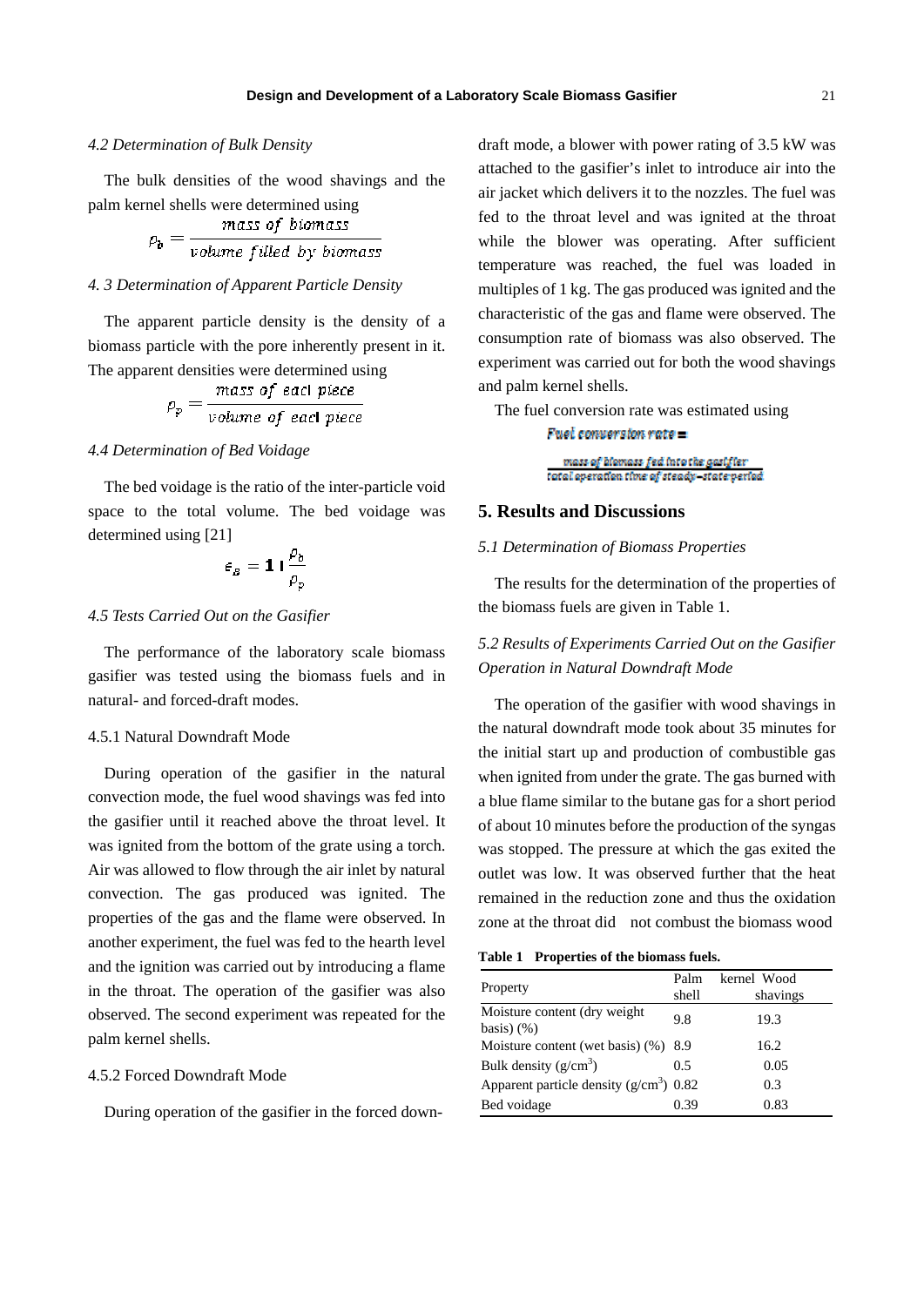### 4.2 Determination of Bulk Density

The bulk densities of the wood shavings and the palm kernel shells were determined using

$$\rho_b = \frac{mass\ of\ biomass}{volume\ filled\ by\ biomass}$$

### 4. 3 Determination of Apparent Particle Density

The apparent particle density is the density of a biomass particle with the pore inherently present in it. The apparent densities were determined using

$$\rho_p = \frac{mass\ of\ each\ piece}{volume\ of\ each\ piece}$$

### 4.4 Determination of Bed Voidage

The bed voidage is the ratio of the inter-particle void space to the total volume. The bed voidage was determined using [21]

$$\epsilon_B = 1 - \frac{\rho_b}{\rho_p}$$

### 4.5 Tests Carried Out on the Gasifier

The performance of the laboratory scale biomass gasifier was tested using the biomass fuels and in natural- and forced-draft modes.

#### 4.5.1 Natural Downdraft Mode

During operation of the gasifier in the natural convection mode, the fuel wood shavings was fed into the gasifier until it reached above the throat level. It was ignited from the bottom of the grate using a torch. Air was allowed to flow through the air inlet by natural convection. The gas produced was ignited. The properties of the gas and the flame were observed. In another experiment, the fuel was fed to the hearth level and the ignition was carried out by introducing a flame in the throat. The operation of the gasifier was also observed. The second experiment was repeated for the palm kernel shells.

#### 4.5.2 Forced Downdraft Mode

During operation of the gasifier in the forced downdraft mode, a blower with power rating of 3.5 kW was attached to the gasifier's inlet to introduce air into the air jacket which delivers it to the nozzles. The fuel was fed to the throat level and was ignited at the throat while the blower was operating. After sufficient temperature was reached, the fuel was loaded in multiples of 1 kg. The gas produced was ignited and the characteristic of the gas and flame were observed. The consumption rate of biomass was also observed. The experiment was carried out for both the wood shavings and palm kernel shells.

The fuel conversion rate was estimated using

$$Fuel\ conversion\ rate = \frac{mass\ of\ biomass\ fed\ into\ the\ gasifier}{total\ operation\ time\ of\ steady-state\ period}$$

## 5. Results and Discussions

### 5.1 Determination of Biomass Properties

The results for the determination of the properties of the biomass fuels are given in Table 1.

### 5.2 Results of Experiments Carried Out on the Gasifier Operation in Natural Downdraft Mode

The operation of the gasifier with wood shavings in the natural downdraft mode took about 35 minutes for the initial start up and production of combustible gas when ignited from under the grate. The gas burned with a blue flame similar to the butane gas for a short period of about 10 minutes before the production of the syngas was stopped. The pressure at which the gas exited the outlet was low. It was observed further that the heat remained in the reduction zone and thus the oxidation zone at the throat did not combust the biomass wood

**Table 1 Properties of the biomass fuels.**

| Property | Palm kernel shell | Wood shavings |
|---|---|---|
| Moisture content (dry weight basis) (%) | 9.8 | 19.3 |
| Moisture content (wet basis) (%) | 8.9 | 16.2 |
| Bulk density ($g/cm^3$) | 0.5 | 0.05 |
| Apparent particle density ($g/cm^3$) | 0.82 | 0.3 |
| Bed voidage | 0.39 | 0.83 |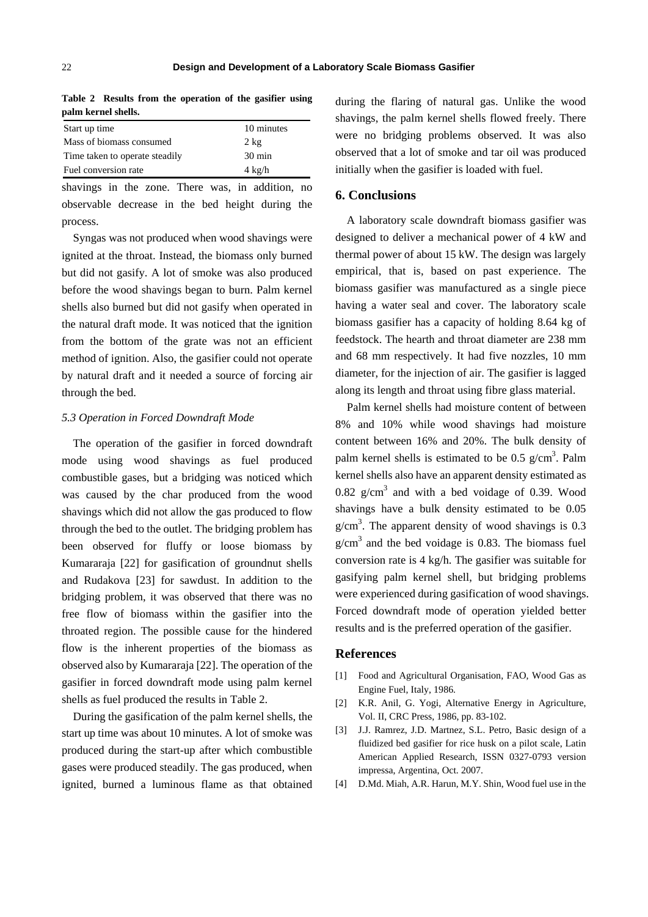**Table 2 Results from the operation of the gasifier using palm kernel shells.**

| | |
|---|---|
| Start up time | 10 minutes |
| Mass of biomass consumed | 2 kg |
| Time taken to operate steadily | 30 min |
| Fuel conversion rate | 4 kg/h |

shavings in the zone. There was, in addition, no observable decrease in the bed height during the process.

Syngas was not produced when wood shavings were ignited at the throat. Instead, the biomass only burned but did not gasify. A lot of smoke was also produced before the wood shavings began to burn. Palm kernel shells also burned but did not gasify when operated in the natural draft mode. It was noticed that the ignition from the bottom of the grate was not an efficient method of ignition. Also, the gasifier could not operate by natural draft and it needed a source of forcing air through the bed.

### *5.3 Operation in Forced Downdraft Mode*

The operation of the gasifier in forced downdraft mode using wood shavings as fuel produced combustible gases, but a bridging was noticed which was caused by the char produced from the wood shavings which did not allow the gas produced to flow through the bed to the outlet. The bridging problem has been observed for fluffy or loose biomass by Kumararaja [22] for gasification of groundnut shells and Rudakova [23] for sawdust. In addition to the bridging problem, it was observed that there was no free flow of biomass within the gasifier into the throated region. The possible cause for the hindered flow is the inherent properties of the biomass as observed also by Kumararaja [22]. The operation of the gasifier in forced downdraft mode using palm kernel shells as fuel produced the results in Table 2.

During the gasification of the palm kernel shells, the start up time was about 10 minutes. A lot of smoke was produced during the start-up after which combustible gases were produced steadily. The gas produced, when ignited, burned a luminous flame as that obtained during the flaring of natural gas. Unlike the wood shavings, the palm kernel shells flowed freely. There were no bridging problems observed. It was also observed that a lot of smoke and tar oil was produced initially when the gasifier is loaded with fuel.

## 6. Conclusions

A laboratory scale downdraft biomass gasifier was designed to deliver a mechanical power of 4 kW and thermal power of about 15 kW. The design was largely empirical, that is, based on past experience. The biomass gasifier was manufactured as a single piece having a water seal and cover. The laboratory scale biomass gasifier has a capacity of holding 8.64 kg of feedstock. The hearth and throat diameter are 238 mm and 68 mm respectively. It had five nozzles, 10 mm diameter, for the injection of air. The gasifier is lagged along its length and throat using fibre glass material.

Palm kernel shells had moisture content of between 8% and 10% while wood shavings had moisture content between 16% and 20%. The bulk density of palm kernel shells is estimated to be 0.5 $g/cm^3$. Palm kernel shells also have an apparent density estimated as 0.82 $g/cm^3$ and with a bed voidage of 0.39. Wood shavings have a bulk density estimated to be 0.05 $g/cm^3$. The apparent density of wood shavings is 0.3 $g/cm^3$ and the bed voidage is 0.83. The biomass fuel conversion rate is 4 kg/h. The gasifier was suitable for gasifying palm kernel shell, but bridging problems were experienced during gasification of wood shavings. Forced downdraft mode of operation yielded better results and is the preferred operation of the gasifier.

## References

[1] Food and Agricultural Organisation, FAO, Wood Gas as Engine Fuel, Italy, 1986.

[2] K.R. Anil, G. Yogi, Alternative Energy in Agriculture, Vol. II, CRC Press, 1986, pp. 83-102.

[3] J.J. Ramrez, J.D. Martnez, S.L. Petro, Basic design of a fluidized bed gasifier for rice husk on a pilot scale, Latin American Applied Research, ISSN 0327-0793 version impressa, Argentina, Oct. 2007.

[4] D.Md. Miah, A.R. Harun, M.Y. Shin, Wood fuel use in the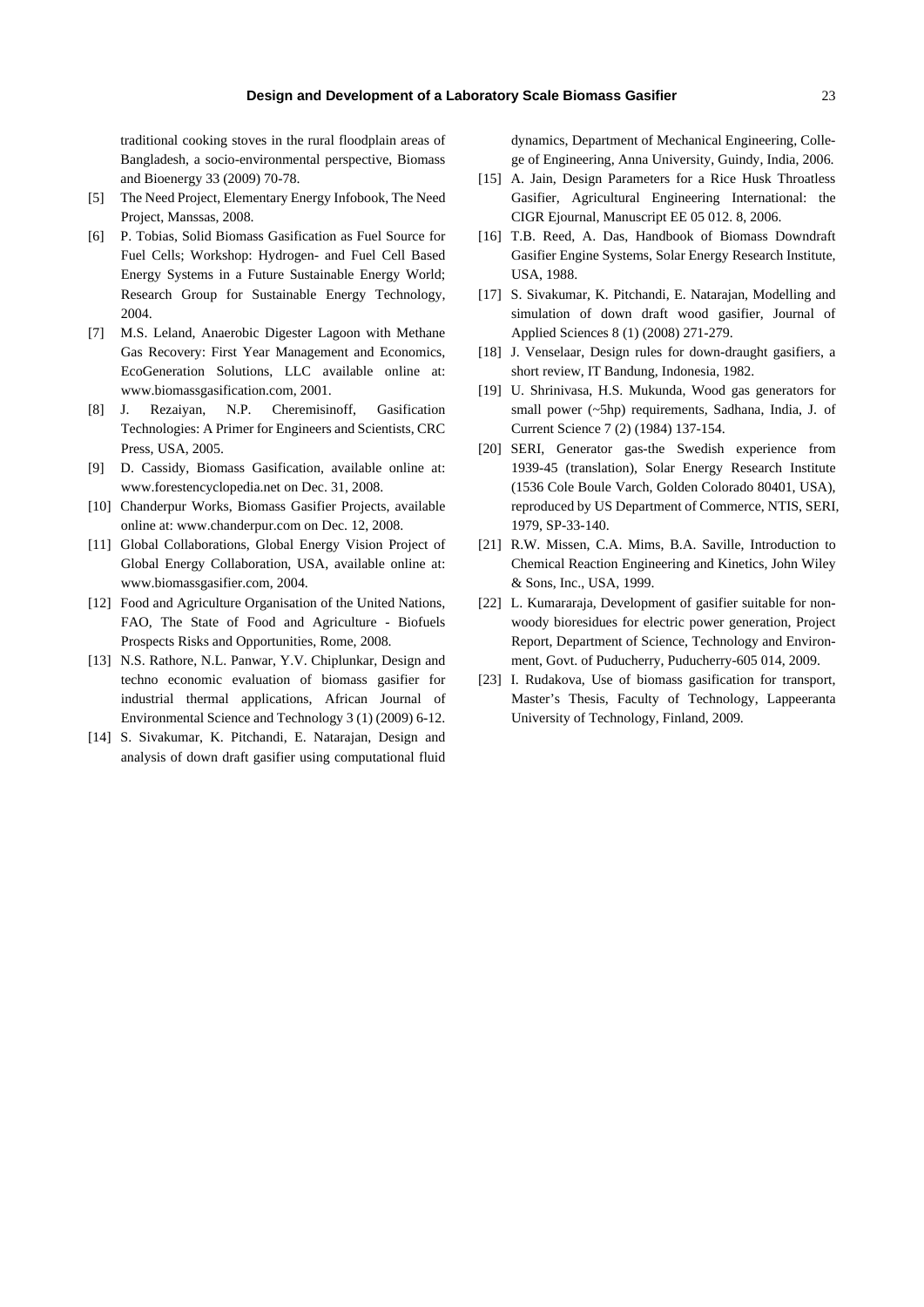traditional cooking stoves in the rural floodplain areas of Bangladesh, a socio-environmental perspective, Biomass and Bioenergy 33 (2009) 70-78.

[5] The Need Project, Elementary Energy Infobook, The Need Project, Manssas, 2008.

[6] P. Tobias, Solid Biomass Gasification as Fuel Source for Fuel Cells; Workshop: Hydrogen- and Fuel Cell Based Energy Systems in a Future Sustainable Energy World; Research Group for Sustainable Energy Technology, 2004.

[7] M.S. Leland, Anaerobic Digester Lagoon with Methane Gas Recovery: First Year Management and Economics, EcoGeneration Solutions, LLC available online at: www.biomassgasification.com, 2001.

[8] J. Rezaiyan, N.P. Cheremisinoff, Gasification Technologies: A Primer for Engineers and Scientists, CRC Press, USA, 2005.

[9] D. Cassidy, Biomass Gasification, available online at: www.forestencyclopedia.net on Dec. 31, 2008.

[10] Chanderpur Works, Biomass Gasifier Projects, available online at: www.chanderpur.com on Dec. 12, 2008.

[11] Global Collaborations, Global Energy Vision Project of Global Energy Collaboration, USA, available online at: www.biomassgasifier.com, 2004.

[12] Food and Agriculture Organisation of the United Nations, FAO, The State of Food and Agriculture - Biofuels Prospects Risks and Opportunities, Rome, 2008.

[13] N.S. Rathore, N.L. Panwar, Y.V. Chiplunkar, Design and techno economic evaluation of biomass gasifier for industrial thermal applications, African Journal of Environmental Science and Technology 3 (1) (2009) 6-12.

[14] S. Sivakumar, K. Pitchandi, E. Natarajan, Design and analysis of down draft gasifier using computational fluid dynamics, Department of Mechanical Engineering, College of Engineering, Anna University, Guindy, India, 2006.

[15] A. Jain, Design Parameters for a Rice Husk Throatless Gasifier, Agricultural Engineering International: the CIGR Ejournal, Manuscript EE 05 012. 8, 2006.

[16] T.B. Reed, A. Das, Handbook of Biomass Downdraft Gasifier Engine Systems, Solar Energy Research Institute, USA, 1988.

[17] S. Sivakumar, K. Pitchandi, E. Natarajan, Modelling and simulation of down draft wood gasifier, Journal of Applied Sciences 8 (1) (2008) 271-279.

[18] J. Venselaar, Design rules for down-draught gasifiers, a short review, IT Bandung, Indonesia, 1982.

[19] U. Shrinivasa, H.S. Mukunda, Wood gas generators for small power (~5hp) requirements, Sadhana, India, J. of Current Science 7 (2) (1984) 137-154.

[20] SERI, Generator gas-the Swedish experience from 1939-45 (translation), Solar Energy Research Institute (1536 Cole Boule Varch, Golden Colorado 80401, USA), reproduced by US Department of Commerce, NTIS, SERI, 1979, SP-33-140.

[21] R.W. Missen, C.A. Mims, B.A. Saville, Introduction to Chemical Reaction Engineering and Kinetics, John Wiley & Sons, Inc., USA, 1999.

[22] L. Kumararaja, Development of gasifier suitable for non-woody bioresidues for electric power generation, Project Report, Department of Science, Technology and Environment, Govt. of Puducherry, Puducherry-605 014, 2009.

[23] I. Rudakova, Use of biomass gasification for transport, Master's Thesis, Faculty of Technology, Lappeeranta University of Technology, Finland, 2009.